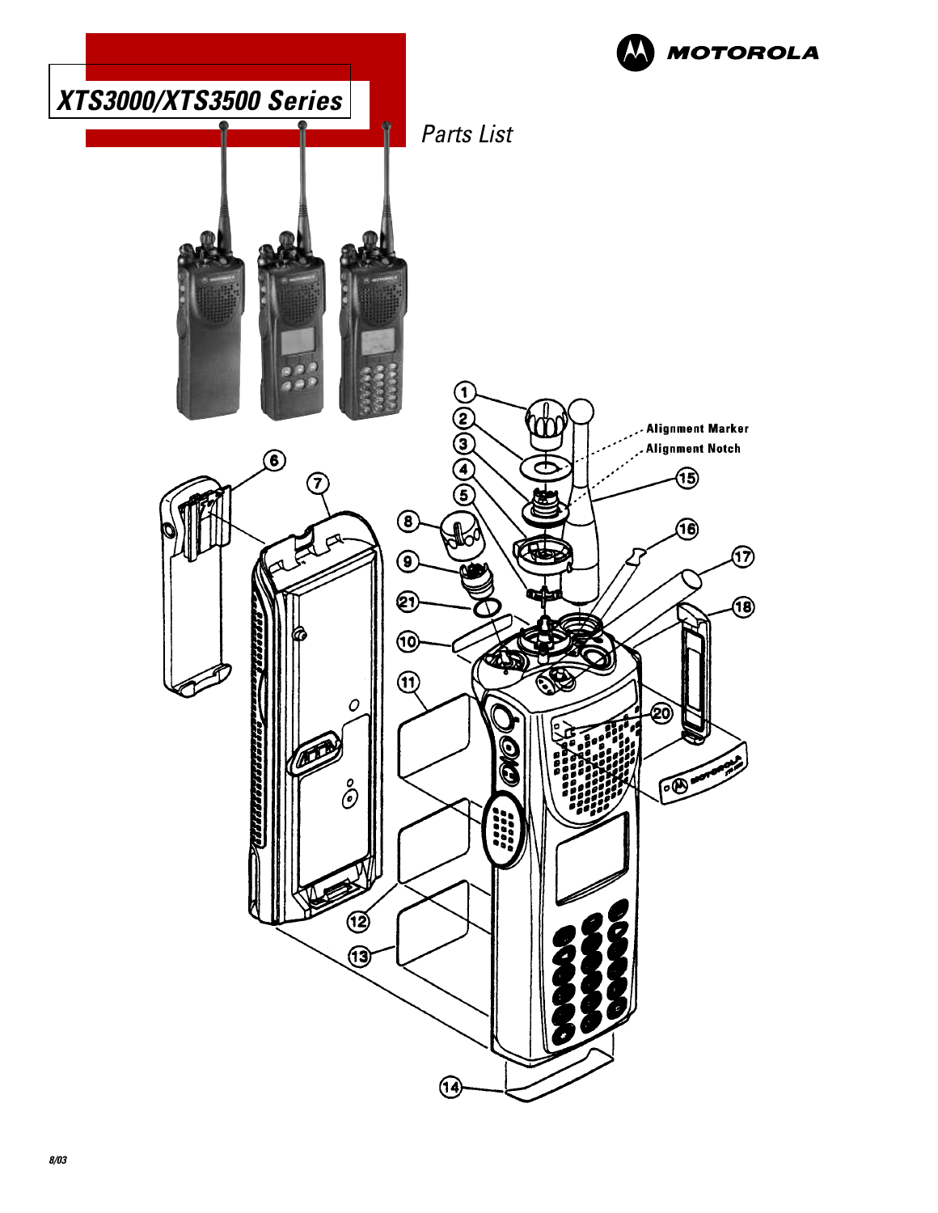# XTS3000/XTS3500 Series

MOTOROLA

*Parts List*

Alignment Marker

Alignment Notch

8/03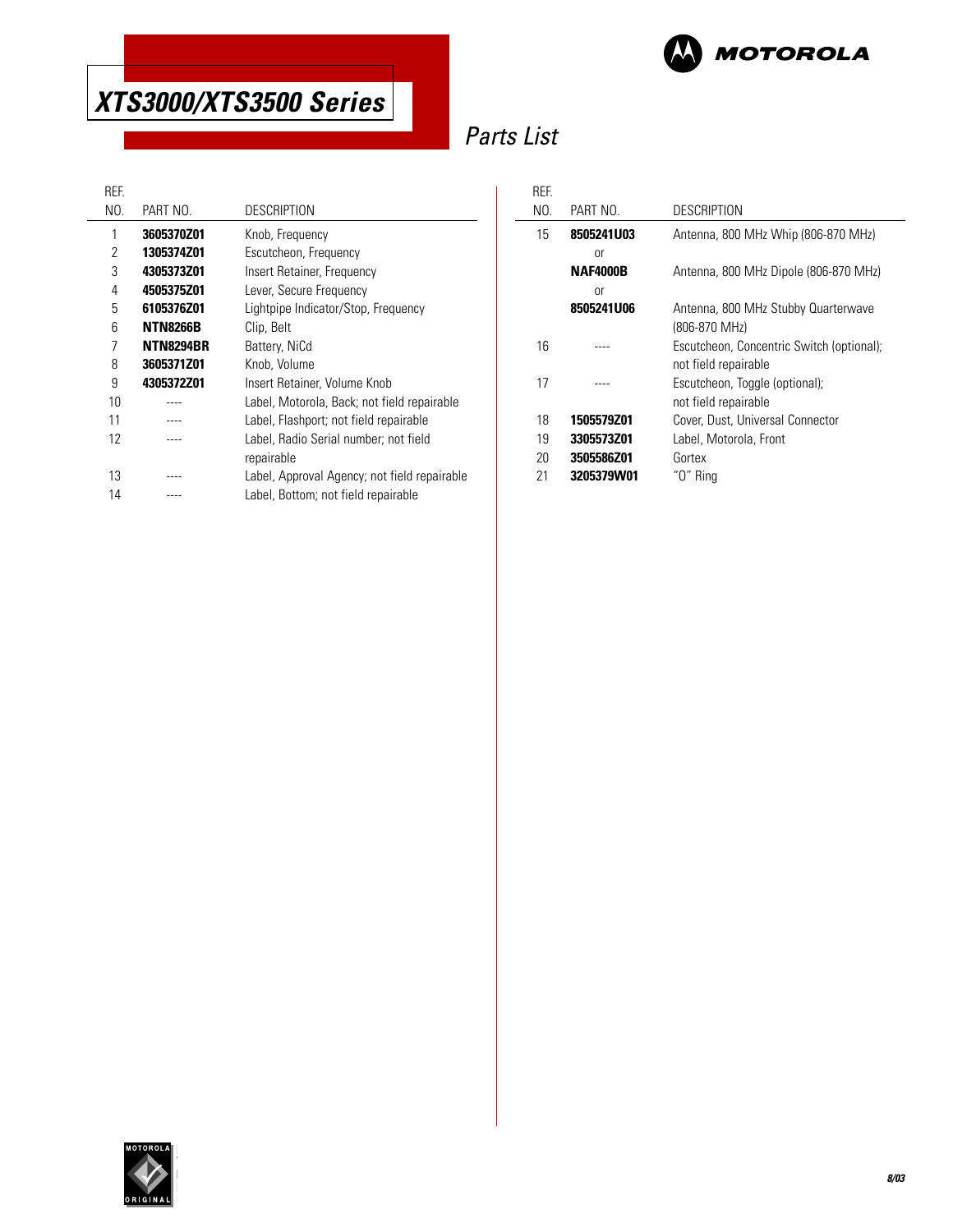# XTS3000/XTS3500 Series

## Parts List

| REF. NO. | PART NO. | DESCRIPTION |
|---|---|---|
| 1 | **3605370Z01** | Knob, Frequency |
| 2 | **1305374Z01** | Escutcheon, Frequency |
| 3 | **4305373Z01** | Insert Retainer, Frequency |
| 4 | **4505375Z01** | Lever, Secure Frequency |
| 5 | **6105376Z01** | Lightpipe Indicator/Stop, Frequency |
| 6 | **NTN8266B** | Clip, Belt |
| 7 | **NTN8294BR** | Battery, NiCd |
| 8 | **3605371Z01** | Knob, Volume |
| 9 | **4305372Z01** | Insert Retainer, Volume Knob |
| 10 | ---- | Label, Motorola, Back; not field repairable |
| 11 | ---- | Label, Flashport; not field repairable |
| 12 | ---- | Label, Radio Serial number; not field repairable |
| 13 | ---- | Label, Approval Agency; not field repairable |
| 14 | ---- | Label, Bottom; not field repairable |
| 15 | **8505241U03** | Antenna, 800 MHz Whip (806-870 MHz) |
| | or | |
| | **NAF4000B** | Antenna, 800 MHz Dipole (806-870 MHz) |
| | or | |
| | **8505241U06** | Antenna, 800 MHz Stubby Quarterwave (806-870 MHz) |
| 16 | ---- | Escutcheon, Concentric Switch (optional); not field repairable |
| 17 | ---- | Escutcheon, Toggle (optional); not field repairable |
| 18 | **1505579Z01** | Cover, Dust, Universal Connector |
| 19 | **3305573Z01** | Label, Motorola, Front |
| 20 | **3505586Z01** | Gortex |
| 21 | **3205379W01** | "O" Ring |

8/03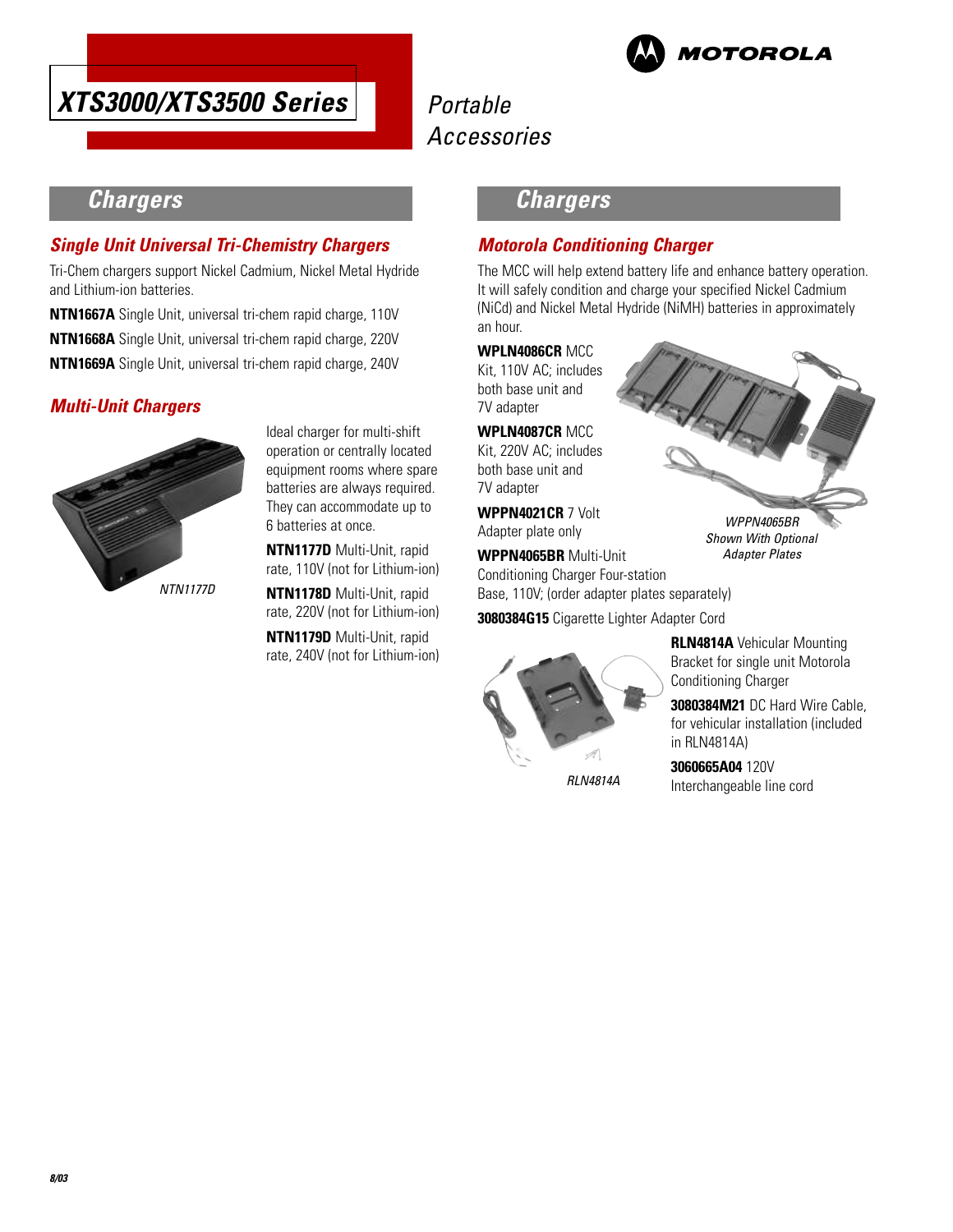# XTS3000/XTS3500 Series

*Portable Accessories*

## Chargers

### Single Unit Universal Tri-Chemistry Chargers

Tri-Chem chargers support Nickel Cadmium, Nickel Metal Hydride and Lithium-ion batteries.

**NTN1667A** Single Unit, universal tri-chem rapid charge, 110V

**NTN1668A** Single Unit, universal tri-chem rapid charge, 220V

**NTN1669A** Single Unit, universal tri-chem rapid charge, 240V

### Multi-Unit Chargers

*NTN1177D*

Ideal charger for multi-shift operation or centrally located equipment rooms where spare batteries are always required. They can accommodate up to 6 batteries at once.

**NTN1177D** Multi-Unit, rapid rate, 110V (not for Lithium-ion)

**NTN1178D** Multi-Unit, rapid rate, 220V (not for Lithium-ion)

**NTN1179D** Multi-Unit, rapid rate, 240V (not for Lithium-ion)

## Chargers

### Motorola Conditioning Charger

The MCC will help extend battery life and enhance battery operation. It will safely condition and charge your specified Nickel Cadmium (NiCd) and Nickel Metal Hydride (NiMH) batteries in approximately an hour.

**WPLN4086CR** MCC Kit, 110V AC; includes both base unit and 7V adapter

**WPLN4087CR** MCC Kit, 220V AC; includes both base unit and 7V adapter

**WPPN4021CR** 7 Volt Adapter plate only

*WPPN4065BR Shown With Optional Adapter Plates*

**WPPN4065BR** Multi-Unit Conditioning Charger Four-station Base, 110V; (order adapter plates separately)

**3080384G15** Cigarette Lighter Adapter Cord

*RLN4814A*

**RLN4814A** Vehicular Mounting Bracket for single unit Motorola Conditioning Charger

**3080384M21** DC Hard Wire Cable, for vehicular installation (included in RLN4814A)

**3060665A04** 120V Interchangeable line cord

8/03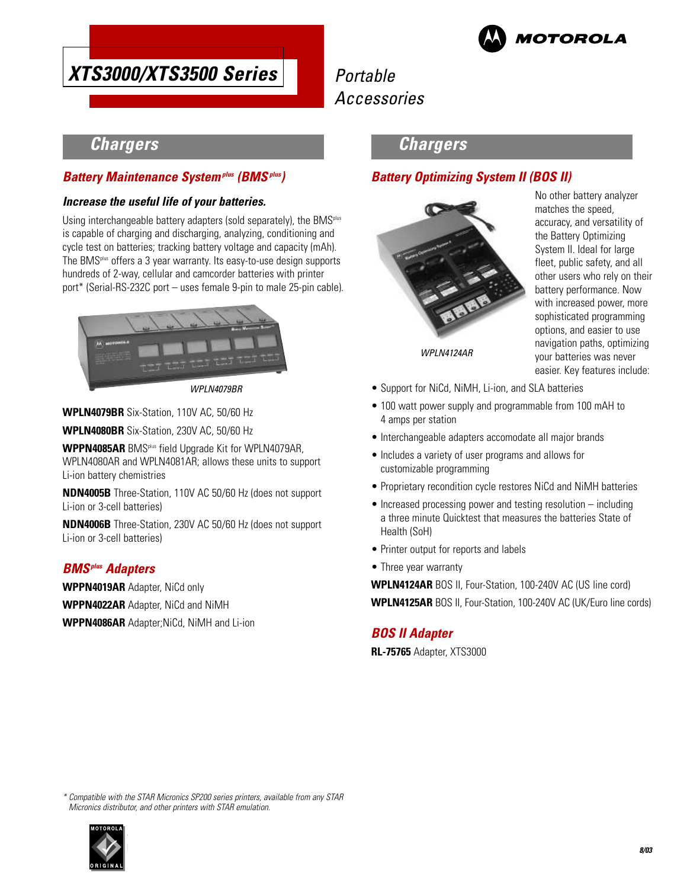# XTS3000/XTS3500 Series

*Portable Accessories*

## Chargers

### *Battery Maintenance System[plus] (BMS[plus])*

***Increase the useful life of your batteries.***

Using interchangeable battery adapters (sold separately), the BMS[plus] is capable of charging and discharging, analyzing, conditioning and cycle test on batteries; tracking battery voltage and capacity (mAh). The BMS[plus] offers a 3 year warranty. Its easy-to-use design supports hundreds of 2-way, cellular and camcorder batteries with printer port* (Serial-RS-232C port – uses female 9-pin to male 25-pin cable).

*WPLN4079BR*

**WPLN4079BR** Six-Station, 110V AC, 50/60 Hz

**WPLN4080BR** Six-Station, 230V AC, 50/60 Hz

**WPPN4085AR** BMS[plus] field Upgrade Kit for WPLN4079AR, WPLN4080AR and WPLN4081AR; allows these units to support Li-ion battery chemistries

**NDN4005B** Three-Station, 110V AC 50/60 Hz (does not support Li-ion or 3-cell batteries)

**NDN4006B** Three-Station, 230V AC 50/60 Hz (does not support Li-ion or 3-cell batteries)

### *BMS[plus] Adapters*

**WPPN4019AR** Adapter, NiCd only

**WPPN4022AR** Adapter, NiCd and NiMH

**WPPN4086AR** Adapter;NiCd, NiMH and Li-ion

## Chargers

### *Battery Optimizing System II (BOS II)*

*WPLN4124AR*

No other battery analyzer matches the speed, accuracy, and versatility of the Battery Optimizing System II. Ideal for large fleet, public safety, and all other users who rely on their battery performance. Now with increased power, more sophisticated programming options, and easier to use navigation paths, optimizing your batteries was never easier. Key features include:

- Support for NiCd, NiMH, Li-ion, and SLA batteries
- 100 watt power supply and programmable from 100 mAH to 4 amps per station
- Interchangeable adapters accomodate all major brands
- Includes a variety of user programs and allows for customizable programming
- Proprietary recondition cycle restores NiCd and NiMH batteries
- Increased processing power and testing resolution – including a three minute Quicktest that measures the batteries State of Health (SoH)
- Printer output for reports and labels
- Three year warranty

**WPLN4124AR** BOS II, Four-Station, 100-240V AC (US line cord)

**WPLN4125AR** BOS II, Four-Station, 100-240V AC (UK/Euro line cords)

### *BOS II Adapter*

**RL-75765** Adapter, XTS3000

*\* Compatible with the STAR Micronics SP200 series printers, available from any STAR Micronics distributor, and other printers with STAR emulation.*

8/03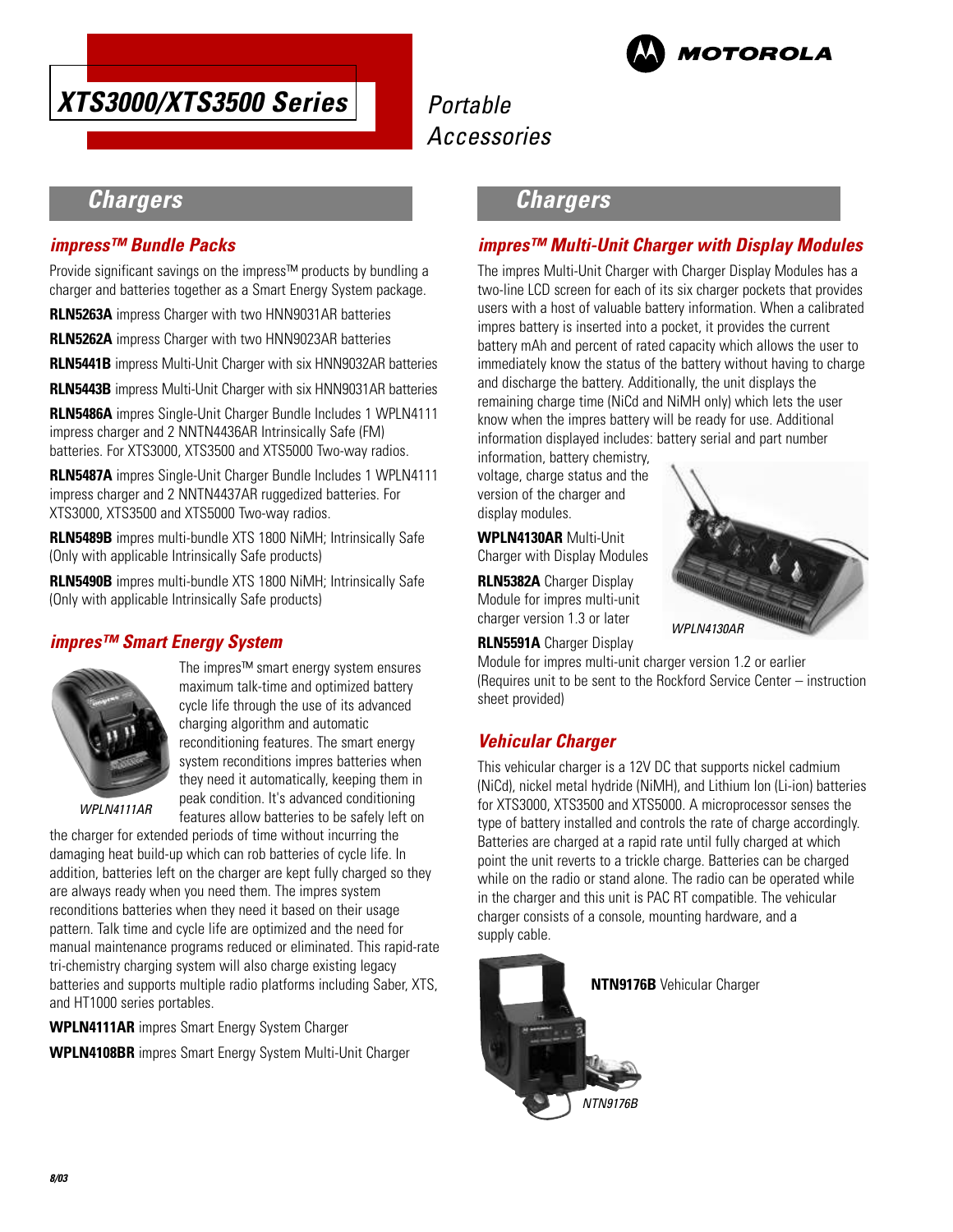# XTS3000/XTS3500 Series

Portable Accessories

## Chargers

### impress™ Bundle Packs

Provide significant savings on the impress™ products by bundling a charger and batteries together as a Smart Energy System package.

**RLN5263A** impress Charger with two HNN9031AR batteries

**RLN5262A** impress Charger with two HNN9023AR batteries

**RLN5441B** impress Multi-Unit Charger with six HNN9032AR batteries

**RLN5443B** impress Multi-Unit Charger with six HNN9031AR batteries

**RLN5486A** impres Single-Unit Charger Bundle Includes 1 WPLN4111 impress charger and 2 NNTN4436AR Intrinsically Safe (FM) batteries. For XTS3000, XTS3500 and XTS5000 Two-way radios.

**RLN5487A** impres Single-Unit Charger Bundle Includes 1 WPLN4111 impress charger and 2 NNTN4437AR ruggedized batteries. For XTS3000, XTS3500 and XTS5000 Two-way radios.

**RLN5489B** impres multi-bundle XTS 1800 NiMH; Intrinsically Safe (Only with applicable Intrinsically Safe products)

**RLN5490B** impres multi-bundle XTS 1800 NiMH; Intrinsically Safe (Only with applicable Intrinsically Safe products)

### impres™ Smart Energy System

WPLN4111AR

The impres™ smart energy system ensures maximum talk-time and optimized battery cycle life through the use of its advanced charging algorithm and automatic reconditioning features. The smart energy system reconditions impres batteries when they need it automatically, keeping them in peak condition. It's advanced conditioning features allow batteries to be safely left on the charger for extended periods of time without incurring the damaging heat build-up which can rob batteries of cycle life. In addition, batteries left on the charger are kept fully charged so they are always ready when you need them. The impres system reconditions batteries when they need it based on their usage pattern. Talk time and cycle life are optimized and the need for manual maintenance programs reduced or eliminated. This rapid-rate tri-chemistry charging system will also charge existing legacy batteries and supports multiple radio platforms including Saber, XTS, and HT1000 series portables.

**WPLN4111AR** impres Smart Energy System Charger

**WPLN4108BR** impres Smart Energy System Multi-Unit Charger

## Chargers

### impres™ Multi-Unit Charger with Display Modules

The impres Multi-Unit Charger with Charger Display Modules has a two-line LCD screen for each of its six charger pockets that provides users with a host of valuable battery information. When a calibrated impres battery is inserted into a pocket, it provides the current battery mAh and percent of rated capacity which allows the user to immediately know the status of the battery without having to charge and discharge the battery. Additionally, the unit displays the remaining charge time (NiCd and NiMH only) which lets the user know when the impres battery will be ready for use. Additional information displayed includes: battery serial and part number information, battery chemistry, voltage, charge status and the version of the charger and display modules.

**WPLN4130AR** Multi-Unit Charger with Display Modules

**RLN5382A** Charger Display Module for impres multi-unit charger version 1.3 or later

**RLN5591A** Charger Display Module for impres multi-unit charger version 1.2 or earlier (Requires unit to be sent to the Rockford Service Center – instruction sheet provided)

WPLN4130AR

### Vehicular Charger

This vehicular charger is a 12V DC that supports nickel cadmium (NiCd), nickel metal hydride (NiMH), and Lithium Ion (Li-ion) batteries for XTS3000, XTS3500 and XTS5000. A microprocessor senses the type of battery installed and controls the rate of charge accordingly. Batteries are charged at a rapid rate until fully charged at which point the unit reverts to a trickle charge. Batteries can be charged while on the radio or stand alone. The radio can be operated while in the charger and this unit is PAC RT compatible. The vehicular charger consists of a console, mounting hardware, and a supply cable.

**NTN9176B** Vehicular Charger

NTN9176B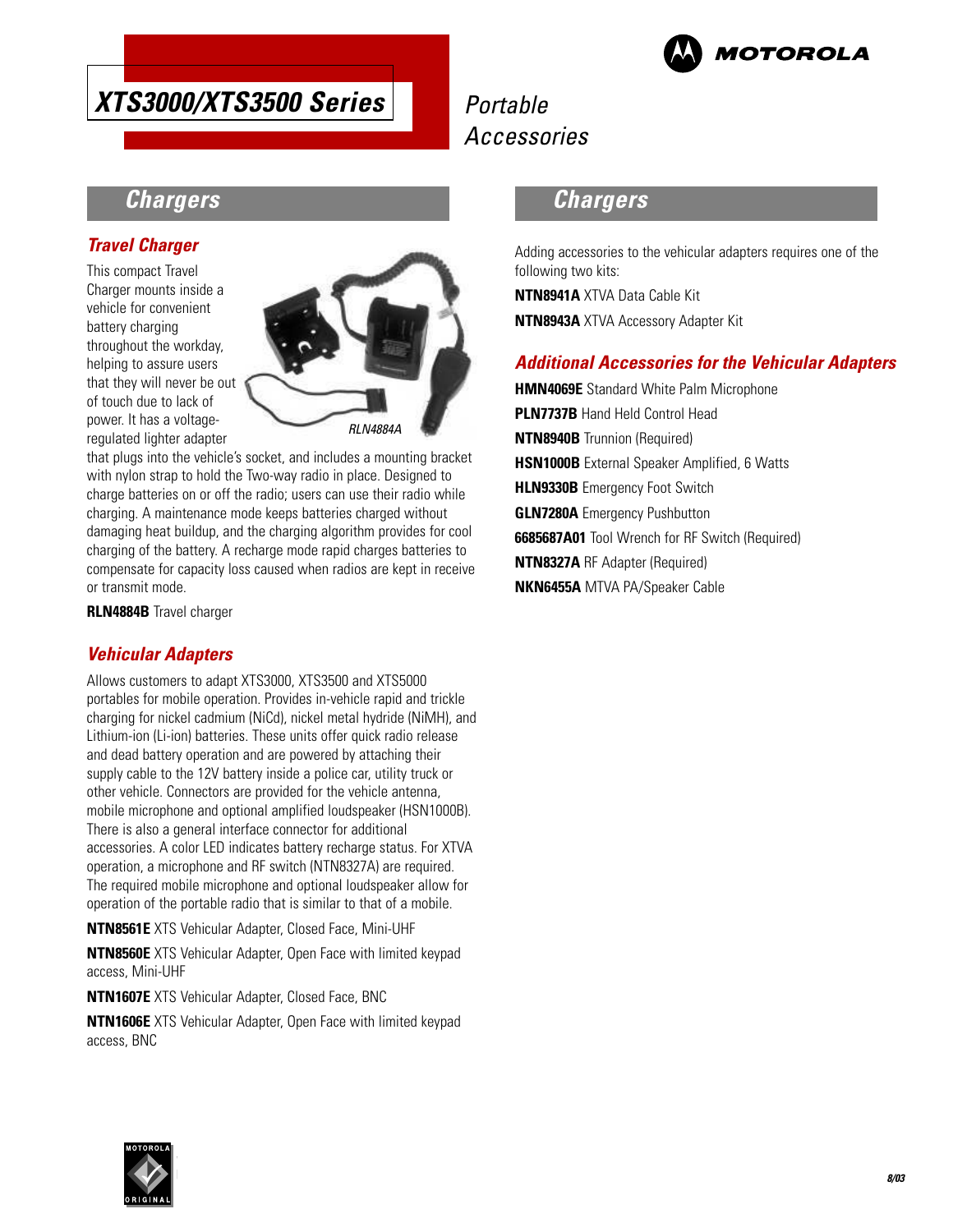# XTS3000/XTS3500 Series

*Portable Accessories*

## Chargers

### Travel Charger

This compact Travel Charger mounts inside a vehicle for convenient battery charging throughout the workday, helping to assure users that they will never be out of touch due to lack of power. It has a voltage-regulated lighter adapter that plugs into the vehicle's socket, and includes a mounting bracket with nylon strap to hold the Two-way radio in place. Designed to charge batteries on or off the radio; users can use their radio while charging. A maintenance mode keeps batteries charged without damaging heat buildup, and the charging algorithm provides for cool charging of the battery. A recharge mode rapid charges batteries to compensate for capacity loss caused when radios are kept in receive or transmit mode.

*RLN4884A*

**RLN4884B** Travel charger

### Vehicular Adapters

Allows customers to adapt XTS3000, XTS3500 and XTS5000 portables for mobile operation. Provides in-vehicle rapid and trickle charging for nickel cadmium (NiCd), nickel metal hydride (NiMH), and Lithium-ion (Li-ion) batteries. These units offer quick radio release and dead battery operation and are powered by attaching their supply cable to the 12V battery inside a police car, utility truck or other vehicle. Connectors are provided for the vehicle antenna, mobile microphone and optional amplified loudspeaker (HSN1000B). There is also a general interface connector for additional accessories. A color LED indicates battery recharge status. For XTVA operation, a microphone and RF switch (NTN8327A) are required. The required mobile microphone and optional loudspeaker allow for operation of the portable radio that is similar to that of a mobile.

**NTN8561E** XTS Vehicular Adapter, Closed Face, Mini-UHF

**NTN8560E** XTS Vehicular Adapter, Open Face with limited keypad access, Mini-UHF

**NTN1607E** XTS Vehicular Adapter, Closed Face, BNC

**NTN1606E** XTS Vehicular Adapter, Open Face with limited keypad access, BNC

## Chargers

Adding accessories to the vehicular adapters requires one of the following two kits:

**NTN8941A** XTVA Data Cable Kit

**NTN8943A** XTVA Accessory Adapter Kit

### Additional Accessories for the Vehicular Adapters

**HMN4069E** Standard White Palm Microphone

**PLN7737B** Hand Held Control Head

**NTN8940B** Trunnion (Required)

**HSN1000B** External Speaker Amplified, 6 Watts

**HLN9330B** Emergency Foot Switch

**GLN7280A** Emergency Pushbutton

**6685687A01** Tool Wrench for RF Switch (Required)

**NTN8327A** RF Adapter (Required)

**NKN6455A** MTVA PA/Speaker Cable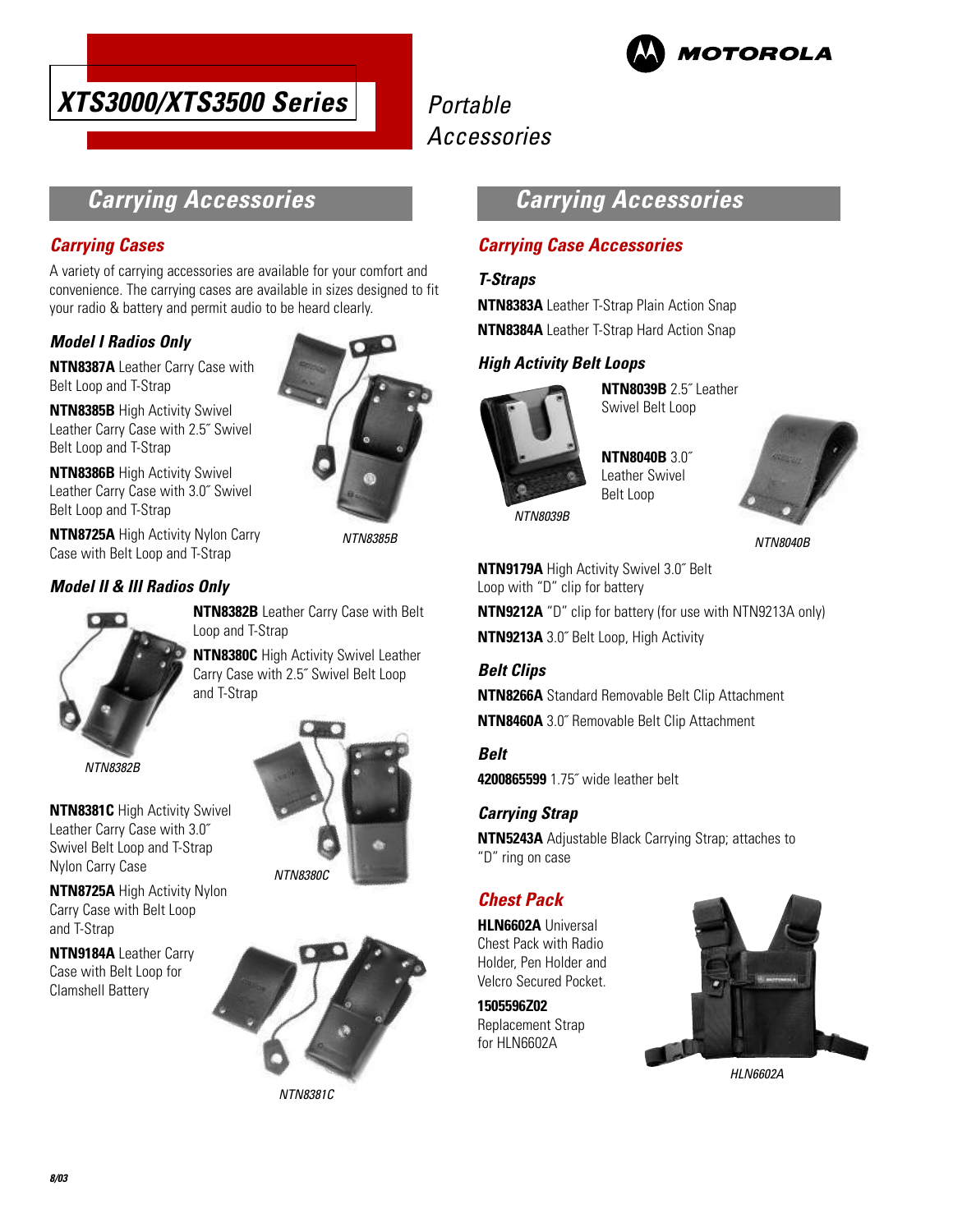# XTS3000/XTS3500 Series

Portable Accessories

## Carrying Accessories

### Carrying Cases

A variety of carrying accessories are available for your comfort and convenience. The carrying cases are available in sizes designed to fit your radio & battery and permit audio to be heard clearly.

#### Model I Radios Only

**NTN8387A** Leather Carry Case with Belt Loop and T-Strap

**NTN8385B** High Activity Swivel Leather Carry Case with 2.5˝ Swivel Belt Loop and T-Strap

**NTN8386B** High Activity Swivel Leather Carry Case with 3.0˝ Swivel Belt Loop and T-Strap

**NTN8725A** High Activity Nylon Carry Case with Belt Loop and T-Strap

*NTN8385B*

#### Model II & III Radios Only

**NTN8382B** Leather Carry Case with Belt Loop and T-Strap

**NTN8380C** High Activity Swivel Leather Carry Case with 2.5˝ Swivel Belt Loop and T-Strap

*NTN8382B*

**NTN8381C** High Activity Swivel Leather Carry Case with 3.0˝ Swivel Belt Loop and T-Strap Nylon Carry Case

**NTN8725A** High Activity Nylon Carry Case with Belt Loop and T-Strap

**NTN9184A** Leather Carry Case with Belt Loop for Clamshell Battery

*NTN8380C*

*NTN8381C*

## Carrying Accessories

### Carrying Case Accessories

#### T-Straps

**NTN8383A** Leather T-Strap Plain Action Snap

**NTN8384A** Leather T-Strap Hard Action Snap

#### High Activity Belt Loops

**NTN8039B** 2.5˝ Leather Swivel Belt Loop

**NTN8040B** 3.0˝ Leather Swivel Belt Loop

*NTN8039B*

*NTN8040B*

**NTN9179A** High Activity Swivel 3.0˝ Belt Loop with "D" clip for battery

**NTN9212A** "D" clip for battery (for use with NTN9213A only)

**NTN9213A** 3.0˝ Belt Loop, High Activity

#### Belt Clips

**NTN8266A** Standard Removable Belt Clip Attachment

**NTN8460A** 3.0˝ Removable Belt Clip Attachment

#### Belt

**4200865599** 1.75˝ wide leather belt

#### Carrying Strap

**NTN5243A** Adjustable Black Carrying Strap; attaches to "D" ring on case

### Chest Pack

**HLN6602A** Universal Chest Pack with Radio Holder, Pen Holder and Velcro Secured Pocket.

**1505596Z02** Replacement Strap for HLN6602A

*HLN6602A*

8/03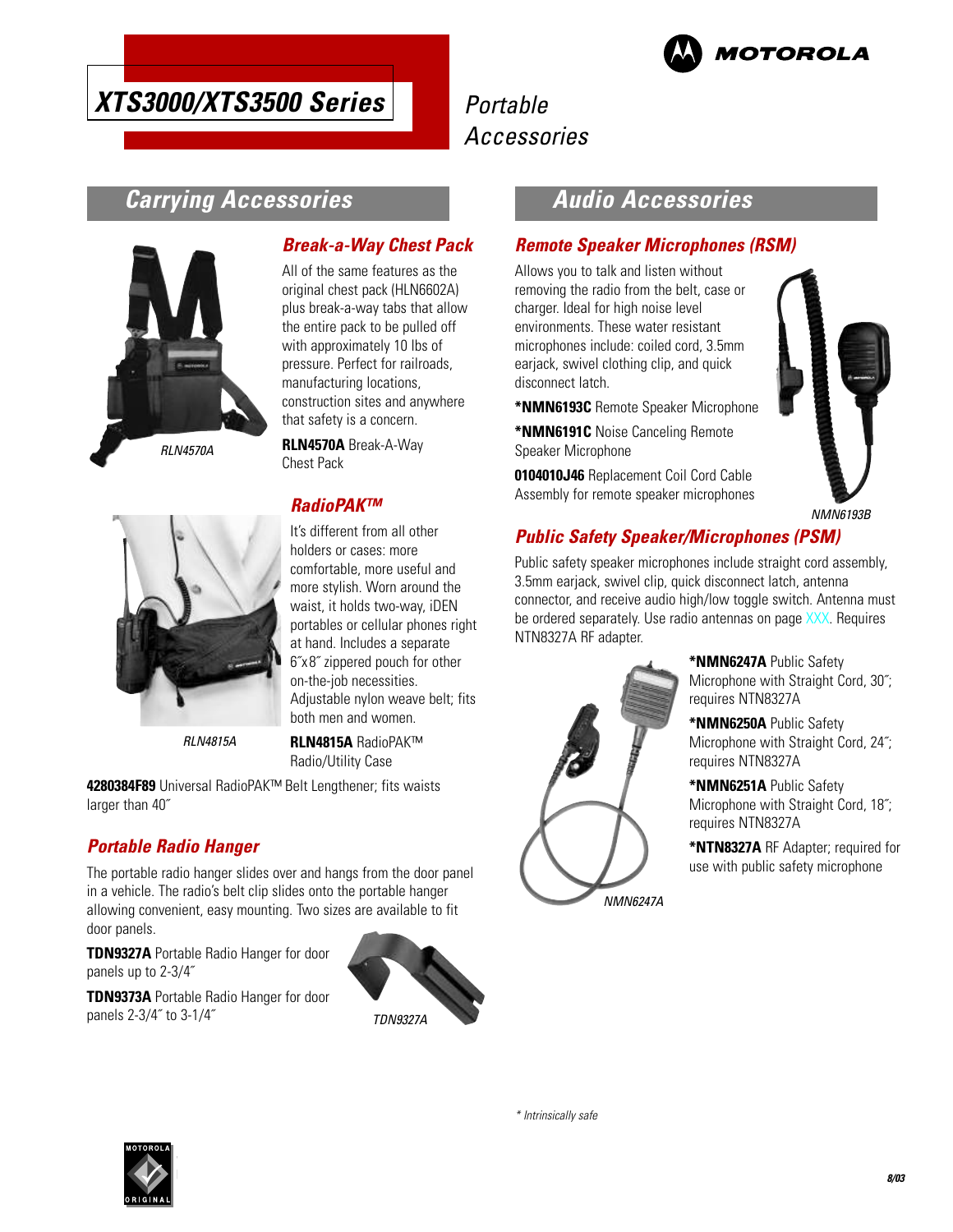# XTS3000/XTS3500 Series

Portable Accessories

## Carrying Accessories

### Break-a-Way Chest Pack

All of the same features as the original chest pack (HLN6602A) plus break-a-way tabs that allow the entire pack to be pulled off with approximately 10 lbs of pressure. Perfect for railroads, manufacturing locations, construction sites and anywhere that safety is a concern.

RLN4570A

**RLN4570A** Break-A-Way Chest Pack

### RadioPAK™

It's different from all other holders or cases: more comfortable, more useful and more stylish. Worn around the waist, it holds two-way, iDEN portables or cellular phones right at hand. Includes a separate 6″x8″ zippered pouch for other on-the-job necessities. Adjustable nylon weave belt; fits both men and women.

RLN4815A

**RLN4815A** RadioPAK™ Radio/Utility Case

**4280384F89** Universal RadioPAK™ Belt Lengthener; fits waists larger than 40″

### Portable Radio Hanger

The portable radio hanger slides over and hangs from the door panel in a vehicle. The radio's belt clip slides onto the portable hanger allowing convenient, easy mounting. Two sizes are available to fit door panels.

**TDN9327A** Portable Radio Hanger for door panels up to 2-3/4″

**TDN9373A** Portable Radio Hanger for door panels 2-3/4″ to 3-1/4″

TDN9327A

## Audio Accessories

### Remote Speaker Microphones (RSM)

Allows you to talk and listen without removing the radio from the belt, case or charger. Ideal for high noise level environments. These water resistant microphones include: coiled cord, 3.5mm earjack, swivel clothing clip, and quick disconnect latch.

***NMN6193C** Remote Speaker Microphone

***NMN6191C** Noise Canceling Remote Speaker Microphone

**0104010J46** Replacement Coil Cord Cable Assembly for remote speaker microphones

NMN6193B

### Public Safety Speaker/Microphones (PSM)

Public safety speaker microphones include straight cord assembly, 3.5mm earjack, swivel clip, quick disconnect latch, antenna connector, and receive audio high/low toggle switch. Antenna must be ordered separately. Use radio antennas on page XXX. Requires NTN8327A RF adapter.

***NMN6247A** Public Safety Microphone with Straight Cord, 30″; requires NTN8327A

***NMN6250A** Public Safety Microphone with Straight Cord, 24″; requires NTN8327A

***NMN6251A** Public Safety Microphone with Straight Cord, 18″; requires NTN8327A

***NTN8327A** RF Adapter; required for use with public safety microphone

NMN6247A

*\* Intrinsically safe*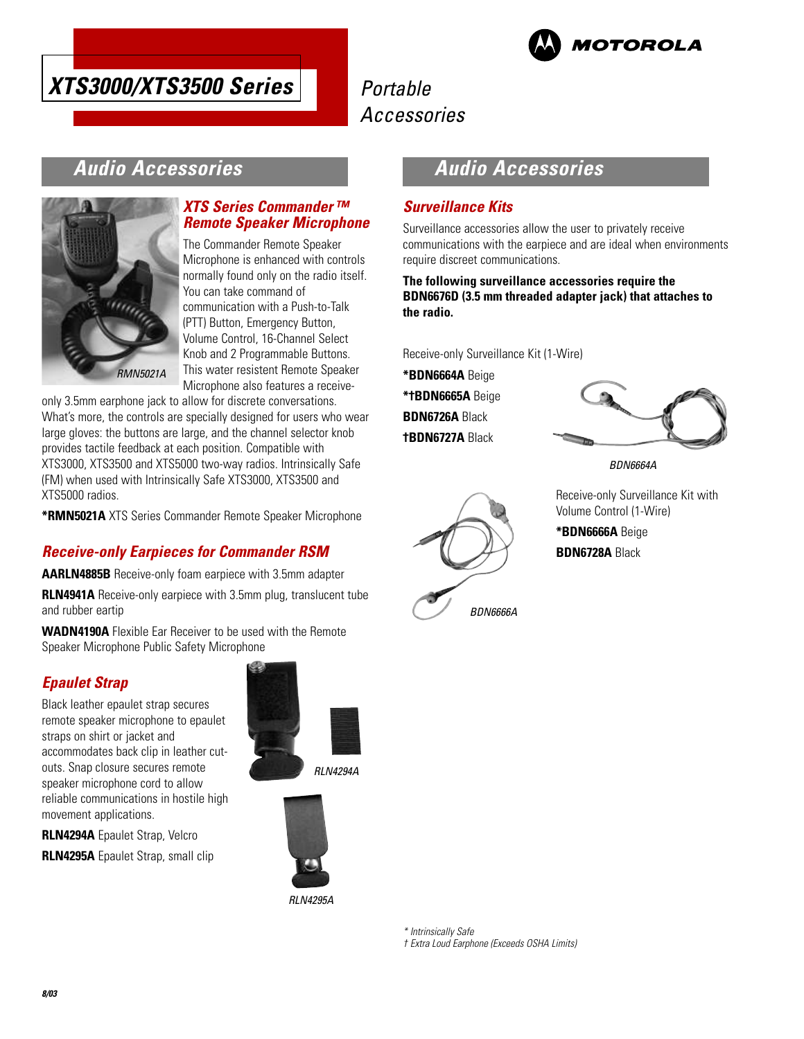# XTS3000/XTS3500 Series

Portable Accessories

## Audio Accessories

### XTS Series Commander™ Remote Speaker Microphone

RMN5021A

The Commander Remote Speaker Microphone is enhanced with controls normally found only on the radio itself. You can take command of communication with a Push-to-Talk (PTT) Button, Emergency Button, Volume Control, 16-Channel Select Knob and 2 Programmable Buttons. This water resistent Remote Speaker Microphone also features a receive-only 3.5mm earphone jack to allow for discrete conversations. What's more, the controls are specially designed for users who wear large gloves: the buttons are large, and the channel selector knob provides tactile feedback at each position. Compatible with XTS3000, XTS3500 and XTS5000 two-way radios. Intrinsically Safe (FM) when used with Intrinsically Safe XTS3000, XTS3500 and XTS5000 radios.

**\*RMN5021A** XTS Series Commander Remote Speaker Microphone

### Receive-only Earpieces for Commander RSM

**AARLN4885B** Receive-only foam earpiece with 3.5mm adapter

**RLN4941A** Receive-only earpiece with 3.5mm plug, translucent tube and rubber eartip

**WADN4190A** Flexible Ear Receiver to be used with the Remote Speaker Microphone Public Safety Microphone

### Epaulet Strap

Black leather epaulet strap secures remote speaker microphone to epaulet straps on shirt or jacket and accommodates back clip in leather cut-outs. Snap closure secures remote speaker microphone cord to allow reliable communications in hostile high movement applications.

**RLN4294A** Epaulet Strap, Velcro

**RLN4295A** Epaulet Strap, small clip

RLN4294A

RLN4295A

## Audio Accessories

### Surveillance Kits

Surveillance accessories allow the user to privately receive communications with the earpiece and are ideal when environments require discreet communications.

**The following surveillance accessories require the BDN6676D (3.5 mm threaded adapter jack) that attaches to the radio.**

Receive-only Surveillance Kit (1-Wire)

**\*BDN6664A** Beige

**\*†BDN6665A** Beige

**BDN6726A** Black

**†BDN6727A** Black

BDN6664A

Receive-only Surveillance Kit with Volume Control (1-Wire)

**\*BDN6666A** Beige

**BDN6728A** Black

BDN6666A

\* Intrinsically Safe

† Extra Loud Earphone (Exceeds OSHA Limits)

8/03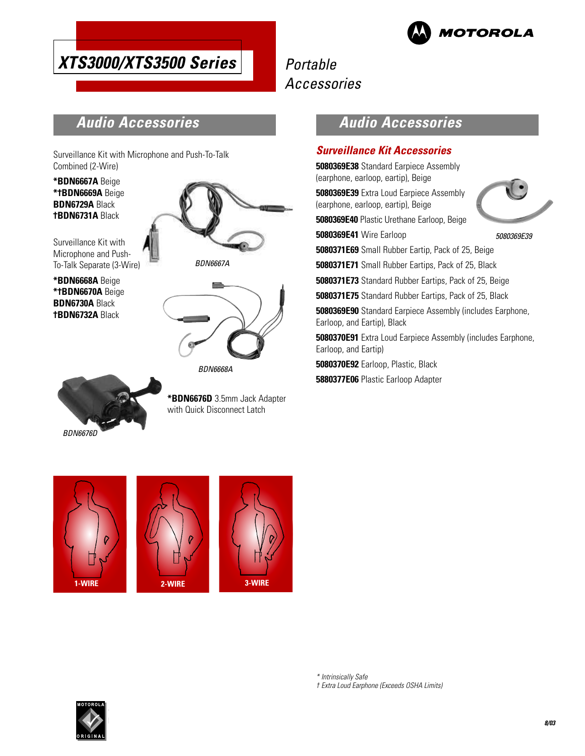# XTS3000/XTS3500 Series

Portable Accessories

## Audio Accessories

Surveillance Kit with Microphone and Push-To-Talk Combined (2-Wire)

**\*BDN6667A** Beige
**\*†BDN6669A** Beige
**BDN6729A** Black
**†BDN6731A** Black

BDN6667A

Surveillance Kit with Microphone and Push-To-Talk Separate (3-Wire)

**\*BDN6668A** Beige
**\*†BDN6670A** Beige
**BDN6730A** Black
**†BDN6732A** Black

BDN6668A

**\*BDN6676D** 3.5mm Jack Adapter with Quick Disconnect Latch

BDN6676D

1-WIRE

2-WIRE

3-WIRE

## Audio Accessories

### Surveillance Kit Accessories

**5080369E38** Standard Earpiece Assembly (earphone, earloop, eartip), Beige

**5080369E39** Extra Loud Earpiece Assembly (earphone, earloop, eartip), Beige

**5080369E40** Plastic Urethane Earloop, Beige

**5080369E41** Wire Earloop

5080369E39

**5080371E69** Small Rubber Eartip, Pack of 25, Beige

**5080371E71** Small Rubber Eartips, Pack of 25, Black

**5080371E73** Standard Rubber Eartips, Pack of 25, Beige

**5080371E75** Standard Rubber Eartips, Pack of 25, Black

**5080369E90** Standard Earpiece Assembly (includes Earphone, Earloop, and Eartip), Black

**5080370E91** Extra Loud Earpiece Assembly (includes Earphone, Earloop, and Eartip)

**5080370E92** Earloop, Plastic, Black

**5880377E06** Plastic Earloop Adapter

*\* Intrinsically Safe*
*† Extra Loud Earphone (Exceeds OSHA Limits)*

8/03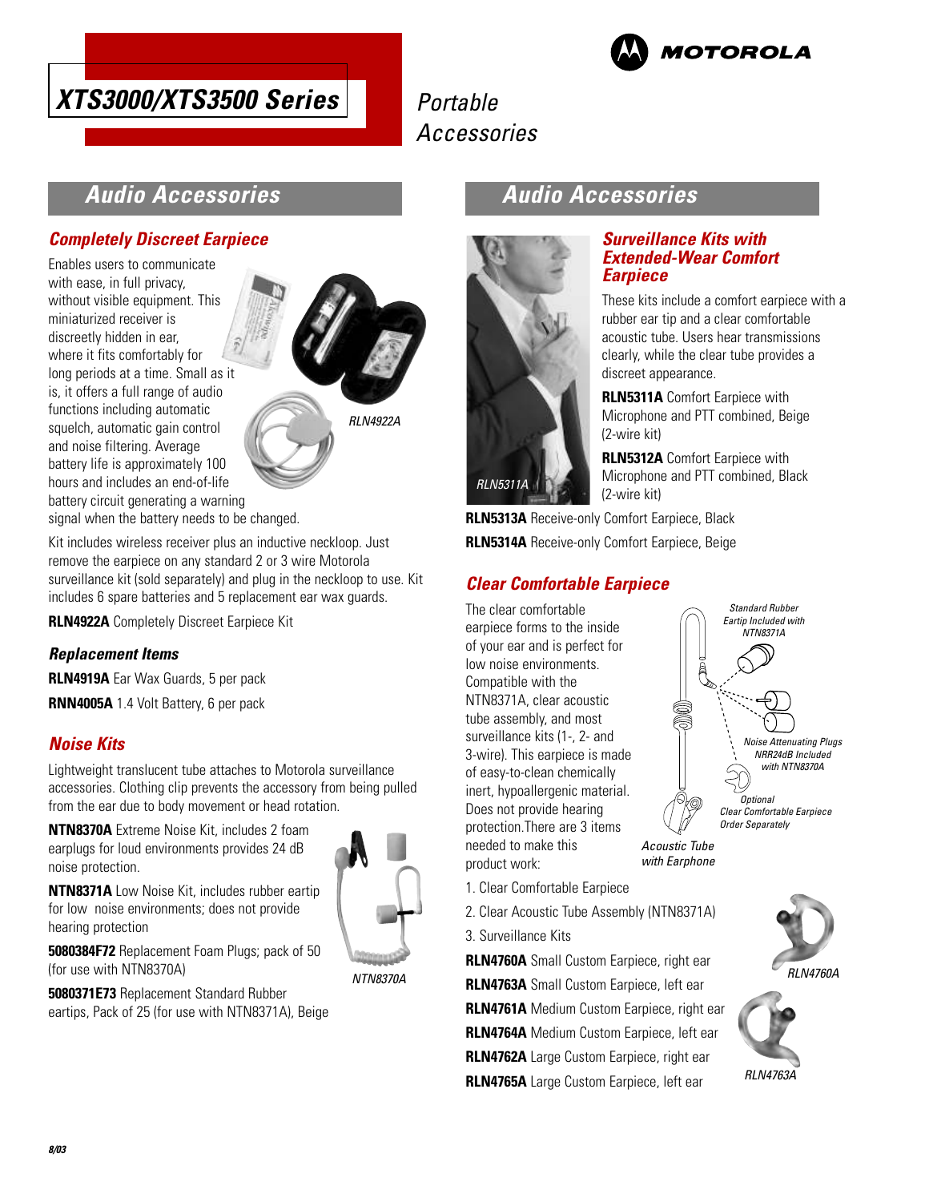# XTS3000/XTS3500 Series

Portable Accessories

## Audio Accessories

### Completely Discreet Earpiece

Enables users to communicate with ease, in full privacy, without visible equipment. This miniaturized receiver is discreetly hidden in ear, where it fits comfortably for long periods at a time. Small as it is, it offers a full range of audio functions including automatic squelch, automatic gain control and noise filtering. Average battery life is approximately 100 hours and includes an end-of-life battery circuit generating a warning signal when the battery needs to be changed.

RLN4922A

Kit includes wireless receiver plus an inductive neckloop. Just remove the earpiece on any standard 2 or 3 wire Motorola surveillance kit (sold separately) and plug in the neckloop to use. Kit includes 6 spare batteries and 5 replacement ear wax guards.

**RLN4922A** Completely Discreet Earpiece Kit

#### Replacement Items

**RLN4919A** Ear Wax Guards, 5 per pack

**RNN4005A** 1.4 Volt Battery, 6 per pack

### Noise Kits

Lightweight translucent tube attaches to Motorola surveillance accessories. Clothing clip prevents the accessory from being pulled from the ear due to body movement or head rotation.

**NTN8370A** Extreme Noise Kit, includes 2 foam earplugs for loud environments provides 24 dB noise protection.

**NTN8371A** Low Noise Kit, includes rubber eartip for low noise environments; does not provide hearing protection

**5080384F72** Replacement Foam Plugs; pack of 50 (for use with NTN8370A)

**5080371E73** Replacement Standard Rubber eartips, Pack of 25 (for use with NTN8371A), Beige

NTN8370A

## Audio Accessories

### Surveillance Kits with Extended-Wear Comfort Earpiece

RLN5311A

These kits include a comfort earpiece with a rubber ear tip and a clear comfortable acoustic tube. Users hear transmissions clearly, while the clear tube provides a discreet appearance.

**RLN5311A** Comfort Earpiece with Microphone and PTT combined, Beige (2-wire kit)

**RLN5312A** Comfort Earpiece with Microphone and PTT combined, Black (2-wire kit)

**RLN5313A** Receive-only Comfort Earpiece, Black

**RLN5314A** Receive-only Comfort Earpiece, Beige

### Clear Comfortable Earpiece

The clear comfortable earpiece forms to the inside of your ear and is perfect for low noise environments. Compatible with the NTN8371A, clear acoustic tube assembly, and most surveillance kits (1-, 2- and 3-wire). This earpiece is made of easy-to-clean chemically inert, hypoallergenic material. Does not provide hearing protection.There are 3 items needed to make this product work:

Standard Rubber Eartip Included with NTN8371A

Noise Attenuating Plugs NRR24dB Included with NTN8370A

Optional Clear Comfortable Earpiece Order Separately

Acoustic Tube with Earphone

1. Clear Comfortable Earpiece
2. Clear Acoustic Tube Assembly (NTN8371A)
3. Surveillance Kits

**RLN4760A** Small Custom Earpiece, right ear

**RLN4763A** Small Custom Earpiece, left ear

**RLN4761A** Medium Custom Earpiece, right ear

**RLN4764A** Medium Custom Earpiece, left ear

**RLN4762A** Large Custom Earpiece, right ear

**RLN4765A** Large Custom Earpiece, left ear

RLN4760A

RLN4763A

8/03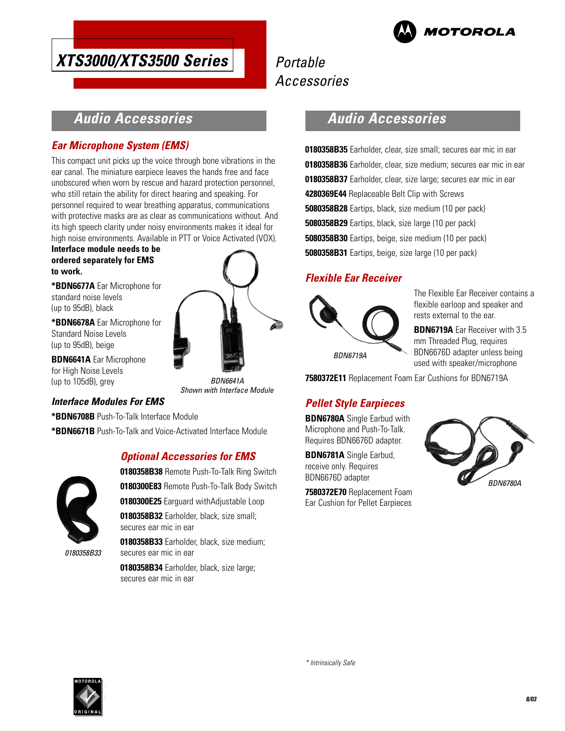# XTS3000/XTS3500 Series

*Portable Accessories*

## Audio Accessories

### Ear Microphone System (EMS)

This compact unit picks up the voice through bone vibrations in the ear canal. The miniature earpiece leaves the hands free and face unobscured when worn by rescue and hazard protection personnel, who still retain the ability for direct hearing and speaking. For personnel required to wear breathing apparatus, communications with protective masks are as clear as communications without. And its high speech clarity under noisy environments makes it ideal for high noise environments. Available in PTT or Voice Activated (VOX).

**Interface module needs to be ordered separately for EMS to work.**

**\*BDN6677A** Ear Microphone for standard noise levels (up to 95dB), black

**\*BDN6678A** Ear Microphone for Standard Noise Levels (up to 95dB), beige

**BDN6641A** Ear Microphone for High Noise Levels (up to 105dB), grey

*BDN6641A Shown with Interface Module*

### Interface Modules For EMS

**\*BDN6708B** Push-To-Talk Interface Module

**\*BDN6671B** Push-To-Talk and Voice-Activated Interface Module

### Optional Accessories for EMS

*0180358B33*

**0180358B38** Remote Push-To-Talk Ring Switch

**0180300E83** Remote Push-To-Talk Body Switch

**0180300E25** Earguard withAdjustable Loop

**0180358B32** Earholder, black, size small; secures ear mic in ear

**0180358B33** Earholder, black, size medium; secures ear mic in ear

**0180358B34** Earholder, black, size large; secures ear mic in ear

## Audio Accessories

**0180358B35** Earholder, clear, size small; secures ear mic in ear

**0180358B36** Earholder, clear, size medium; secures ear mic in ear

**0180358B37** Earholder, clear, size large; secures ear mic in ear

**4280369E44** Replaceable Belt Clip with Screws

**5080358B28** Eartips, black, size medium (10 per pack)

**5080358B29** Eartips, black, size large (10 per pack)

**5080358B30** Eartips, beige, size medium (10 per pack)

**5080358B31** Eartips, beige, size large (10 per pack)

### Flexible Ear Receiver

*BDN6719A*

The Flexible Ear Receiver contains a flexible earloop and speaker and rests external to the ear.

**BDN6719A** Ear Receiver with 3.5 mm Threaded Plug, requires BDN6676D adapter unless being used with speaker/microphone

**7580372E11** Replacement Foam Ear Cushions for BDN6719A

### Pellet Style Earpieces

**BDN6780A** Single Earbud with Microphone and Push-To-Talk. Requires BDN6676D adapter.

**BDN6781A** Single Earbud, receive only. Requires BDN6676D adapter

**7580372E70** Replacement Foam Ear Cushion for Pellet Earpieces

*BDN6780A*

*\* Intrinsically Safe*

8/03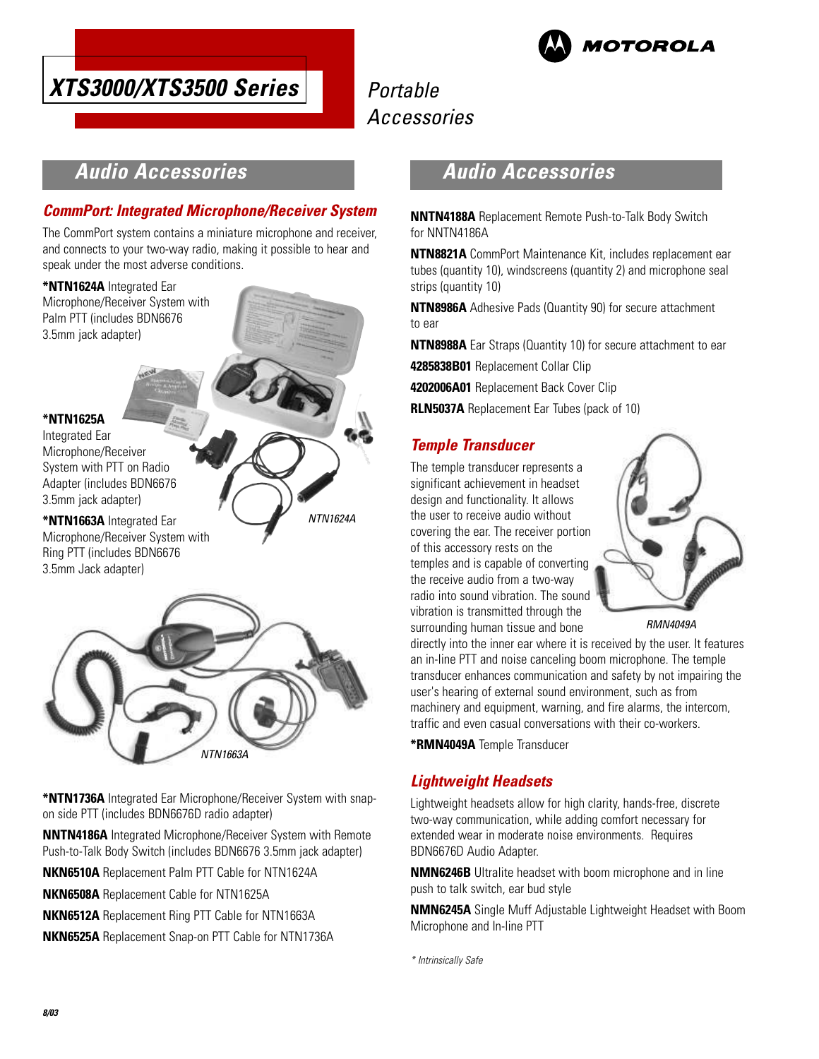# XTS3000/XTS3500 Series

Portable Accessories

## Audio Accessories

### CommPort: Integrated Microphone/Receiver System

The CommPort system contains a miniature microphone and receiver, and connects to your two-way radio, making it possible to hear and speak under the most adverse conditions.

**\*NTN1624A** Integrated Ear Microphone/Receiver System with Palm PTT (includes BDN6676 3.5mm jack adapter)

**\*NTN1625A** Integrated Ear Microphone/Receiver System with PTT on Radio Adapter (includes BDN6676 3.5mm jack adapter)

**\*NTN1663A** Integrated Ear Microphone/Receiver System with Ring PTT (includes BDN6676 3.5mm Jack adapter)

NTN1624A

NTN1663A

**\*NTN1736A** Integrated Ear Microphone/Receiver System with snap-on side PTT (includes BDN6676D radio adapter)

**NNTN4186A** Integrated Microphone/Receiver System with Remote Push-to-Talk Body Switch (includes BDN6676 3.5mm jack adapter)

**NKN6510A** Replacement Palm PTT Cable for NTN1624A

**NKN6508A** Replacement Cable for NTN1625A

**NKN6512A** Replacement Ring PTT Cable for NTN1663A

**NKN6525A** Replacement Snap-on PTT Cable for NTN1736A

## Audio Accessories

**NNTN4188A** Replacement Remote Push-to-Talk Body Switch for NNTN4186A

**NTN8821A** CommPort Maintenance Kit, includes replacement ear tubes (quantity 10), windscreens (quantity 2) and microphone seal strips (quantity 10)

**NTN8986A** Adhesive Pads (Quantity 90) for secure attachment to ear

**NTN8988A** Ear Straps (Quantity 10) for secure attachment to ear

**4285838B01** Replacement Collar Clip

**4202006A01** Replacement Back Cover Clip

**RLN5037A** Replacement Ear Tubes (pack of 10)

### Temple Transducer

The temple transducer represents a significant achievement in headset design and functionality. It allows the user to receive audio without covering the ear. The receiver portion of this accessory rests on the temples and is capable of converting the receive audio from a two-way radio into sound vibration. The sound vibration is transmitted through the surrounding human tissue and bone directly into the inner ear where it is received by the user. It features an in-line PTT and noise canceling boom microphone. The temple transducer enhances communication and safety by not impairing the user's hearing of external sound environment, such as from machinery and equipment, warning, and fire alarms, the intercom, traffic and even casual conversations with their co-workers.

RMN4049A

**\*RMN4049A** Temple Transducer

### Lightweight Headsets

Lightweight headsets allow for high clarity, hands-free, discrete two-way communication, while adding comfort necessary for extended wear in moderate noise environments. Requires BDN6676D Audio Adapter.

**NMN6246B** Ultralite headset with boom microphone and in line push to talk switch, ear bud style

**NMN6245A** Single Muff Adjustable Lightweight Headset with Boom Microphone and In-line PTT

*\* Intrinsically Safe*

8/03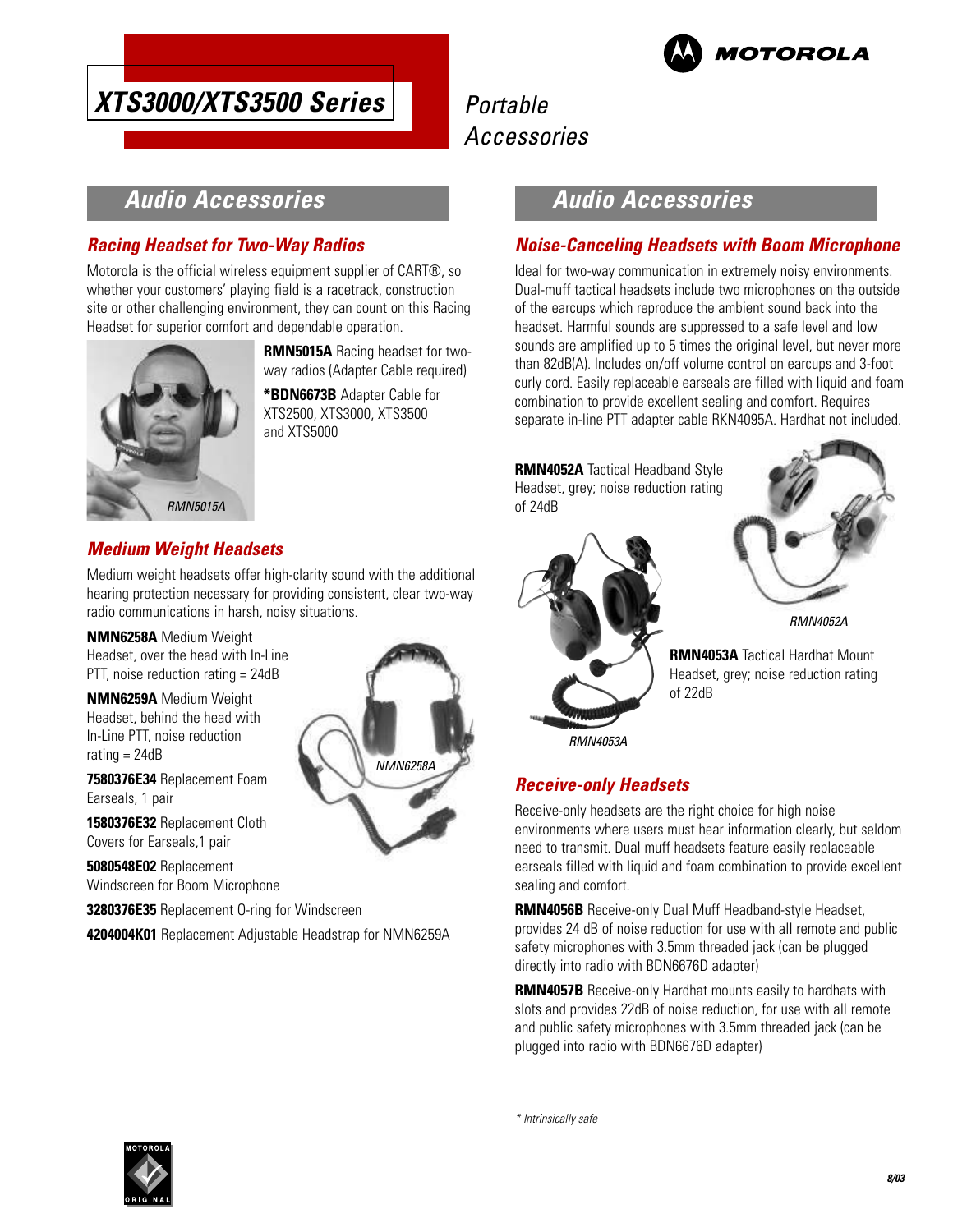# XTS3000/XTS3500 Series

*Portable Accessories*

## Audio Accessories

### Racing Headset for Two-Way Radios

Motorola is the official wireless equipment supplier of CART®, so whether your customers' playing field is a racetrack, construction site or other challenging environment, they can count on this Racing Headset for superior comfort and dependable operation.

*RMN5015A*

**RMN5015A** Racing headset for two-way radios (Adapter Cable required)

***BDN6673B** Adapter Cable for XTS2500, XTS3000, XTS3500 and XTS5000

### Medium Weight Headsets

Medium weight headsets offer high-clarity sound with the additional hearing protection necessary for providing consistent, clear two-way radio communications in harsh, noisy situations.

**NMN6258A** Medium Weight Headset, over the head with In-Line PTT, noise reduction rating = 24dB

**NMN6259A** Medium Weight Headset, behind the head with In-Line PTT, noise reduction rating = 24dB

*NMN6258A*

**7580376E34** Replacement Foam Earseals, 1 pair

**1580376E32** Replacement Cloth Covers for Earseals,1 pair

**5080548E02** Replacement Windscreen for Boom Microphone

**3280376E35** Replacement O-ring for Windscreen

**4204004K01** Replacement Adjustable Headstrap for NMN6259A

## Audio Accessories

### Noise-Canceling Headsets with Boom Microphone

Ideal for two-way communication in extremely noisy environments. Dual-muff tactical headsets include two microphones on the outside of the earcups which reproduce the ambient sound back into the headset. Harmful sounds are suppressed to a safe level and low sounds are amplified up to 5 times the original level, but never more than 82dB(A). Includes on/off volume control on earcups and 3-foot curly cord. Easily replaceable earseals are filled with liquid and foam combination to provide excellent sealing and comfort. Requires separate in-line PTT adapter cable RKN4095A. Hardhat not included.

**RMN4052A** Tactical Headband Style Headset, grey; noise reduction rating of 24dB

*RMN4052A*

**RMN4053A** Tactical Hardhat Mount Headset, grey; noise reduction rating of 22dB

*RMN4053A*

### Receive-only Headsets

Receive-only headsets are the right choice for high noise environments where users must hear information clearly, but seldom need to transmit. Dual muff headsets feature easily replaceable earseals filled with liquid and foam combination to provide excellent sealing and comfort.

**RMN4056B** Receive-only Dual Muff Headband-style Headset, provides 24 dB of noise reduction for use with all remote and public safety microphones with 3.5mm threaded jack (can be plugged directly into radio with BDN6676D adapter)

**RMN4057B** Receive-only Hardhat mounts easily to hardhats with slots and provides 22dB of noise reduction, for use with all remote and public safety microphones with 3.5mm threaded jack (can be plugged into radio with BDN6676D adapter)

*\* Intrinsically safe*

8/03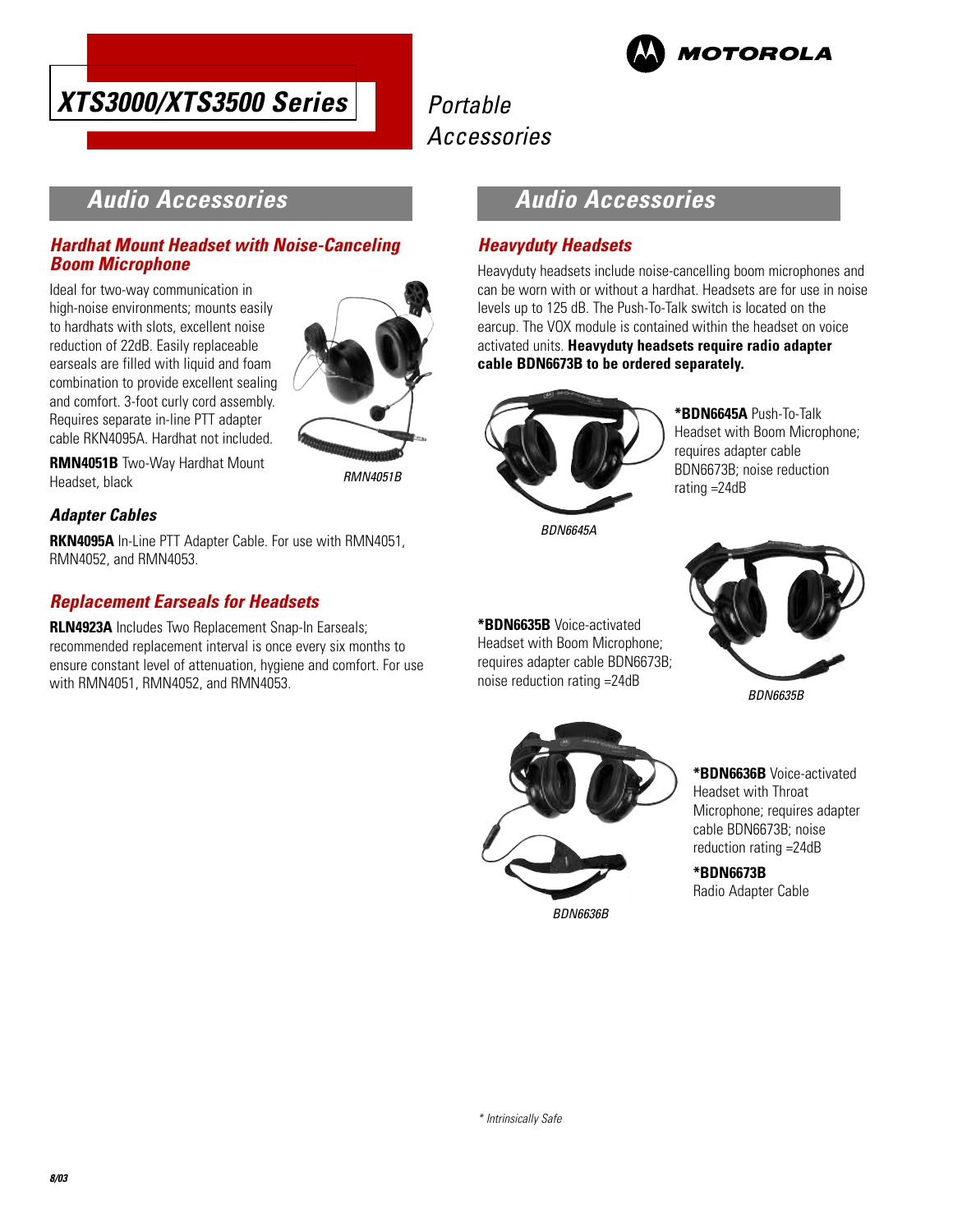# XTS3000/XTS3500 Series

Portable Accessories

## Audio Accessories

### Hardhat Mount Headset with Noise-Canceling Boom Microphone

Ideal for two-way communication in high-noise environments; mounts easily to hardhats with slots, excellent noise reduction of 22dB. Easily replaceable earseals are filled with liquid and foam combination to provide excellent sealing and comfort. 3-foot curly cord assembly. Requires separate in-line PTT adapter cable RKN4095A. Hardhat not included.

**RMN4051B** Two-Way Hardhat Mount Headset, black

RMN4051B

### Adapter Cables

**RKN4095A** In-Line PTT Adapter Cable. For use with RMN4051, RMN4052, and RMN4053.

### Replacement Earseals for Headsets

**RLN4923A** Includes Two Replacement Snap-In Earseals; recommended replacement interval is once every six months to ensure constant level of attenuation, hygiene and comfort. For use with RMN4051, RMN4052, and RMN4053.

## Audio Accessories

### Heavyduty Headsets

Heavyduty headsets include noise-cancelling boom microphones and can be worn with or without a hardhat. Headsets are for use in noise levels up to 125 dB. The Push-To-Talk switch is located on the earcup. The VOX module is contained within the headset on voice activated units. **Heavyduty headsets require radio adapter cable BDN6673B to be ordered separately.**

**\*BDN6645A** Push-To-Talk Headset with Boom Microphone; requires adapter cable BDN6673B; noise reduction rating =24dB

BDN6645A

**\*BDN6635B** Voice-activated Headset with Boom Microphone; requires adapter cable BDN6673B; noise reduction rating =24dB

BDN6635B

**\*BDN6636B** Voice-activated Headset with Throat Microphone; requires adapter cable BDN6673B; noise reduction rating =24dB

**\*BDN6673B** Radio Adapter Cable

BDN6636B

\* Intrinsically Safe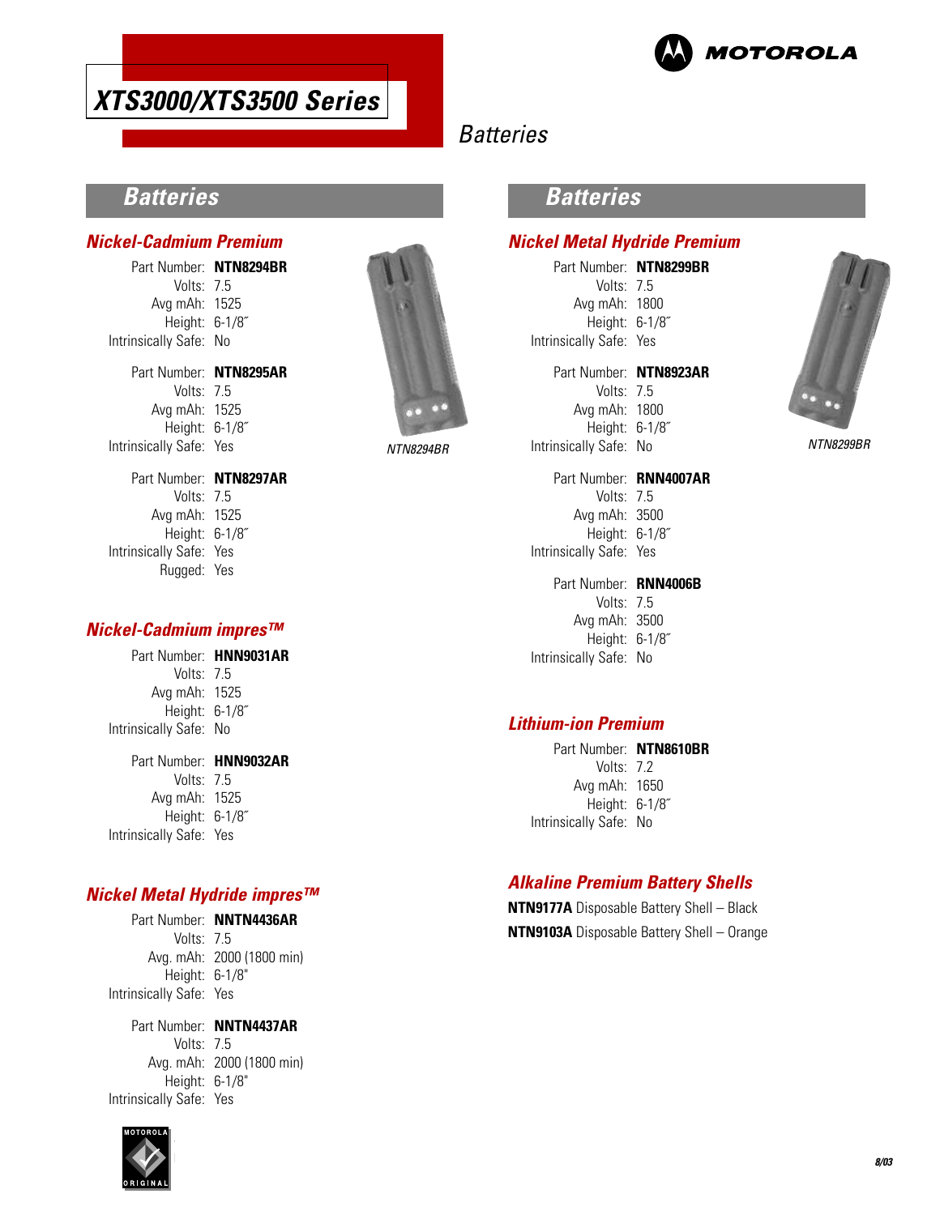# XTS3000/XTS3500 Series

## Batteries

## Batteries

### Nickel-Cadmium Premium

Part Number: **NTN8294BR**
Volts: 7.5
Avg mAh: 1525
Height: 6-1/8″
Intrinsically Safe: No

Part Number: **NTN8295AR**
Volts: 7.5
Avg mAh: 1525
Height: 6-1/8″
Intrinsically Safe: Yes

Part Number: **NTN8297AR**
Volts: 7.5
Avg mAh: 1525
Height: 6-1/8″
Intrinsically Safe: Yes
Rugged: Yes

*NTN8294BR*

### Nickel-Cadmium impres™

Part Number: **HNN9031AR**
Volts: 7.5
Avg mAh: 1525
Height: 6-1/8″
Intrinsically Safe: No

Part Number: **HNN9032AR**
Volts: 7.5
Avg mAh: 1525
Height: 6-1/8″
Intrinsically Safe: Yes

### Nickel Metal Hydride impres™

Part Number: **NNTN4436AR**
Volts: 7.5
Avg. mAh: 2000 (1800 min)
Height: 6-1/8"
Intrinsically Safe: Yes

Part Number: **NNTN4437AR**
Volts: 7.5
Avg. mAh: 2000 (1800 min)
Height: 6-1/8"
Intrinsically Safe: Yes

## Batteries

### Nickel Metal Hydride Premium

Part Number: **NTN8299BR**
Volts: 7.5
Avg mAh: 1800
Height: 6-1/8″
Intrinsically Safe: Yes

Part Number: **NTN8923AR**
Volts: 7.5
Avg mAh: 1800
Height: 6-1/8″
Intrinsically Safe: No

Part Number: **RNN4007AR**
Volts: 7.5
Avg mAh: 3500
Height: 6-1/8″
Intrinsically Safe: Yes

Part Number: **RNN4006B**
Volts: 7.5
Avg mAh: 3500
Height: 6-1/8″
Intrinsically Safe: No

*NTN8299BR*

### Lithium-ion Premium

Part Number: **NTN8610BR**
Volts: 7.2
Avg mAh: 1650
Height: 6-1/8″
Intrinsically Safe: No

### Alkaline Premium Battery Shells

**NTN9177A** Disposable Battery Shell – Black

**NTN9103A** Disposable Battery Shell – Orange

8/03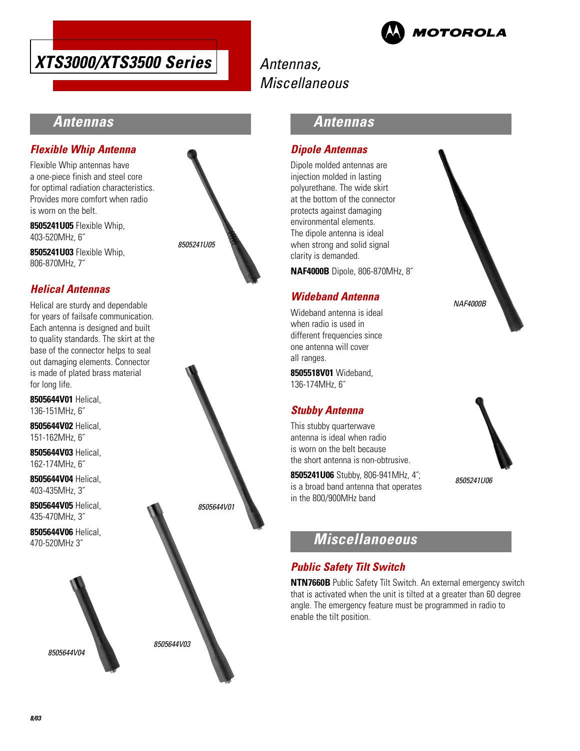# XTS3000/XTS3500 Series

## Antennas, Miscellaneous

## Antennas

### Flexible Whip Antenna

Flexible Whip antennas have a one-piece finish and steel core for optimal radiation characteristics. Provides more comfort when radio is worn on the belt.

**8505241U05** Flexible Whip, 403-520MHz, 6˝

**8505241U03** Flexible Whip, 806-870MHz, 7˝

*8505241U05*

### Helical Antennas

Helical are sturdy and dependable for years of failsafe communication. Each antenna is designed and built to quality standards. The skirt at the base of the connector helps to seal out damaging elements. Connector is made of plated brass material for long life.

**8505644V01** Helical, 136-151MHz, 6˝

**8505644V02** Helical, 151-162MHz, 6˝

**8505644V03** Helical, 162-174MHz, 6˝

**8505644V04** Helical, 403-435MHz, 3˝

**8505644V05** Helical, 435-470MHz, 3˝

**8505644V06** Helical, 470-520MHz 3˝

*8505644V01*

*8505644V04*

*8505644V03*

## Antennas

### Dipole Antennas

Dipole molded antennas are injection molded in lasting polyurethane. The wide skirt at the bottom of the connector protects against damaging environmental elements. The dipole antenna is ideal when strong and solid signal clarity is demanded.

**NAF4000B** Dipole, 806-870MHz, 8˝

*NAF4000B*

### Wideband Antenna

Wideband antenna is ideal when radio is used in different frequencies since one antenna will cover all ranges.

**8505518V01** Wideband, 136-174MHz, 6˝

### Stubby Antenna

This stubby quarterwave antenna is ideal when radio is worn on the belt because the short antenna is non-obtrusive.

**8505241U06** Stubby, 806-941MHz, 4˝; is a broad band antenna that operates in the 800/900MHz band

*8505241U06*

## Miscellanoeous

### Public Safety Tilt Switch

**NTN7660B** Public Safety Tilt Switch. An external emergency switch that is activated when the unit is tilted at a greater than 60 degree angle. The emergency feature must be programmed in radio to enable the tilt position.

8/03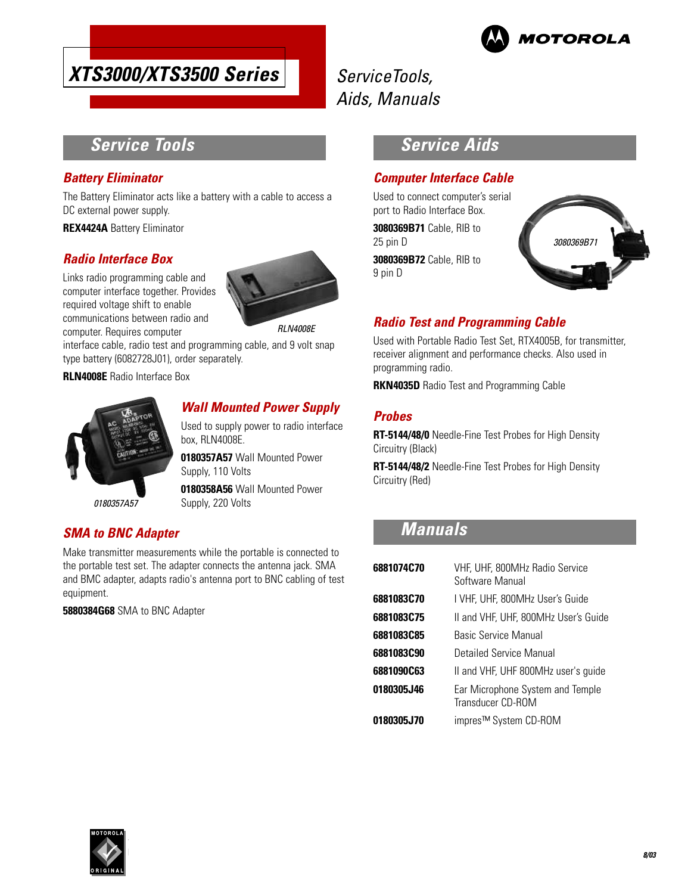# XTS3000/XTS3500 Series

ServiceTools, Aids, Manuals

## Service Tools

### Battery Eliminator

The Battery Eliminator acts like a battery with a cable to access a DC external power supply.

**REX4424A** Battery Eliminator

### Radio Interface Box

Links radio programming cable and computer interface together. Provides required voltage shift to enable communications between radio and computer. Requires computer interface cable, radio test and programming cable, and 9 volt snap type battery (6082728J01), order separately.

RLN4008E

**RLN4008E** Radio Interface Box

### Wall Mounted Power Supply

Used to supply power to radio interface box, RLN4008E.

**0180357A57** Wall Mounted Power Supply, 110 Volts

**0180358A56** Wall Mounted Power Supply, 220 Volts

0180357A57

### SMA to BNC Adapter

Make transmitter measurements while the portable is connected to the portable test set. The adapter connects the antenna jack. SMA and BMC adapter, adapts radio's antenna port to BNC cabling of test equipment.

**5880384G68** SMA to BNC Adapter

## Service Aids

### Computer Interface Cable

Used to connect computer's serial port to Radio Interface Box.

**3080369B71** Cable, RIB to 25 pin D

**3080369B72** Cable, RIB to 9 pin D

3080369B71

### Radio Test and Programming Cable

Used with Portable Radio Test Set, RTX4005B, for transmitter, receiver alignment and performance checks. Also used in programming radio.

**RKN4035D** Radio Test and Programming Cable

### Probes

**RT-5144/48/0** Needle-Fine Test Probes for High Density Circuitry (Black)

**RT-5144/48/2** Needle-Fine Test Probes for High Density Circuitry (Red)

## Manuals

| | |
|---|---|
| **6881074C70** | VHF, UHF, 800MHz Radio Service Software Manual |
| **6881083C70** | I VHF, UHF, 800MHz User's Guide |
| **6881083C75** | II and VHF, UHF, 800MHz User's Guide |
| **6881083C85** | Basic Service Manual |
| **6881083C90** | Detailed Service Manual |
| **6881090C63** | II and VHF, UHF 800MHz user's guide |
| **0180305J46** | Ear Microphone System and Temple Transducer CD-ROM |
| **0180305J70** | impres™ System CD-ROM |

8/03